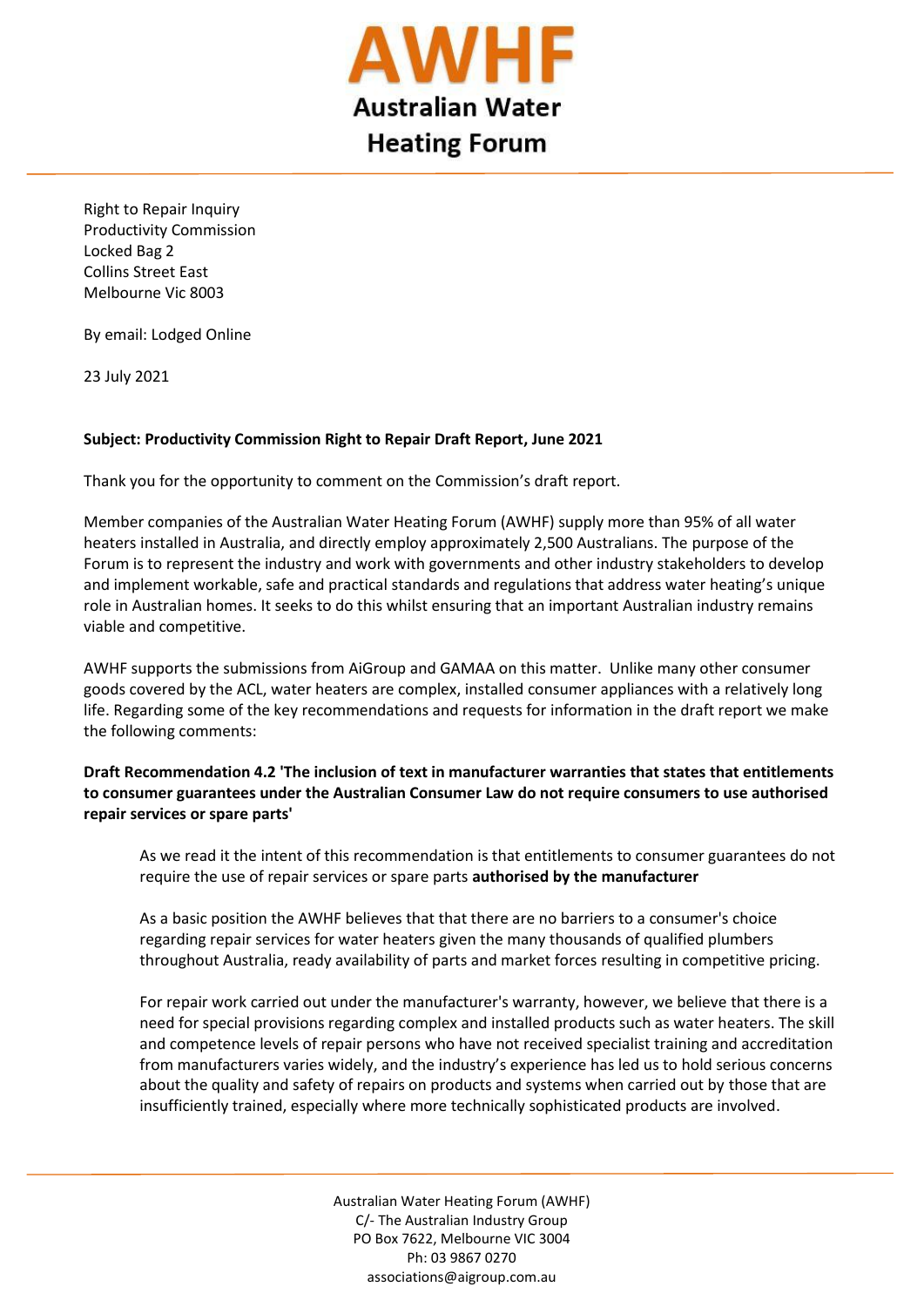# AWHF

**Australian Water Heating Forum**

Right to Repair Inquiry
Productivity Commission
Locked Bag 2
Collins Street East
Melbourne Vic 8003

By email: Lodged Online

23 July 2021

**Subject: Productivity Commission Right to Repair Draft Report, June 2021**

Thank you for the opportunity to comment on the Commission's draft report.

Member companies of the Australian Water Heating Forum (AWHF) supply more than 95% of all water heaters installed in Australia, and directly employ approximately 2,500 Australians. The purpose of the Forum is to represent the industry and work with governments and other industry stakeholders to develop and implement workable, safe and practical standards and regulations that address water heating's unique role in Australian homes. It seeks to do this whilst ensuring that an important Australian industry remains viable and competitive.

AWHF supports the submissions from AiGroup and GAMAA on this matter. Unlike many other consumer goods covered by the ACL, water heaters are complex, installed consumer appliances with a relatively long life. Regarding some of the key recommendations and requests for information in the draft report we make the following comments:

**Draft Recommendation 4.2 'The inclusion of text in manufacturer warranties that states that entitlements to consumer guarantees under the Australian Consumer Law do not require consumers to use authorised repair services or spare parts'**

As we read it the intent of this recommendation is that entitlements to consumer guarantees do not require the use of repair services or spare parts **authorised by the manufacturer**

As a basic position the AWHF believes that that there are no barriers to a consumer's choice regarding repair services for water heaters given the many thousands of qualified plumbers throughout Australia, ready availability of parts and market forces resulting in competitive pricing.

For repair work carried out under the manufacturer's warranty, however, we believe that there is a need for special provisions regarding complex and installed products such as water heaters. The skill and competence levels of repair persons who have not received specialist training and accreditation from manufacturers varies widely, and the industry's experience has led us to hold serious concerns about the quality and safety of repairs on products and systems when carried out by those that are insufficiently trained, especially where more technically sophisticated products are involved.

Australian Water Heating Forum (AWHF)
C/- The Australian Industry Group
PO Box 7622, Melbourne VIC 3004
Ph: 03 9867 0270
associations@aigroup.com.au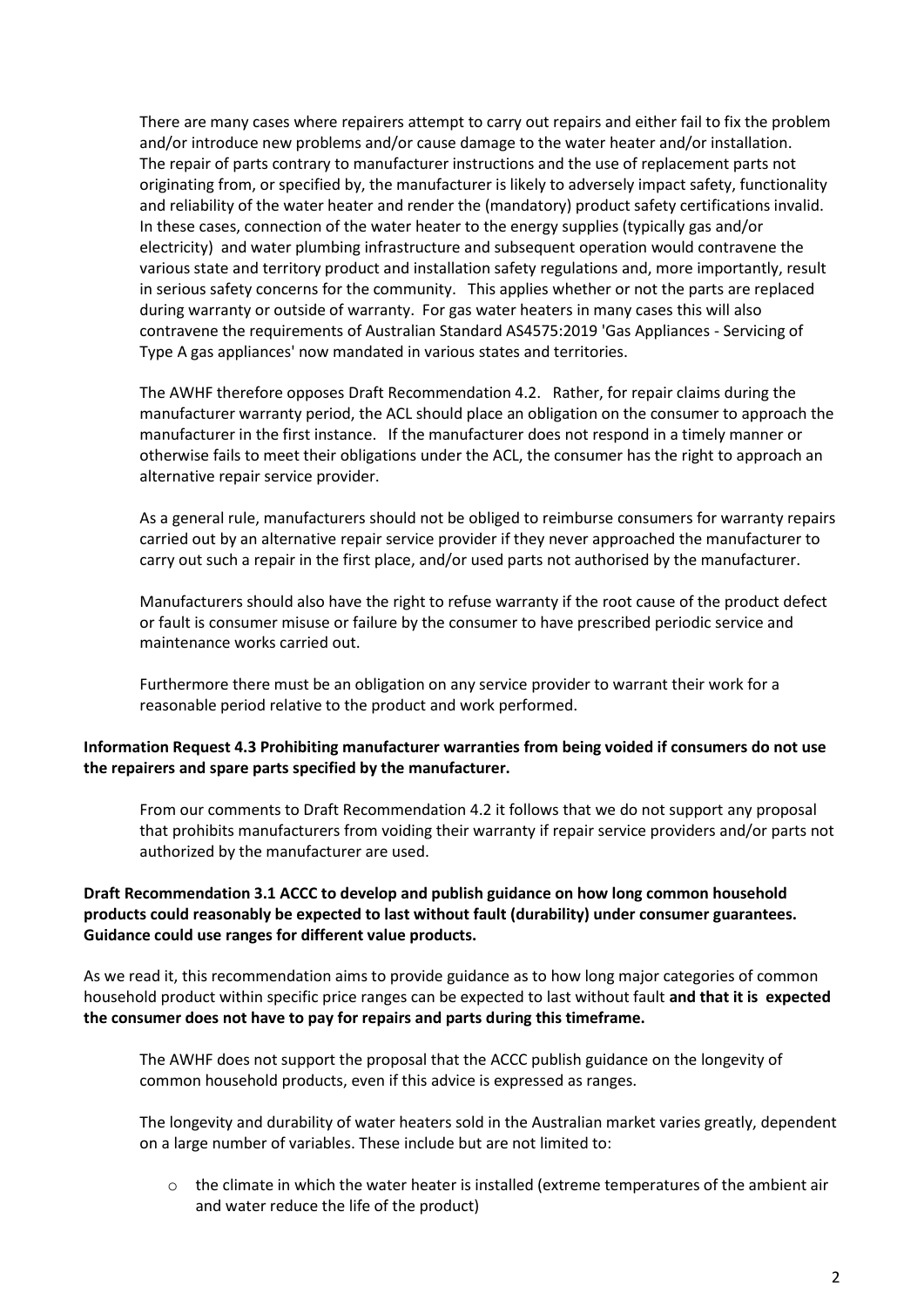There are many cases where repairers attempt to carry out repairs and either fail to fix the problem and/or introduce new problems and/or cause damage to the water heater and/or installation. The repair of parts contrary to manufacturer instructions and the use of replacement parts not originating from, or specified by, the manufacturer is likely to adversely impact safety, functionality and reliability of the water heater and render the (mandatory) product safety certifications invalid. In these cases, connection of the water heater to the energy supplies (typically gas and/or electricity) and water plumbing infrastructure and subsequent operation would contravene the various state and territory product and installation safety regulations and, more importantly, result in serious safety concerns for the community. This applies whether or not the parts are replaced during warranty or outside of warranty. For gas water heaters in many cases this will also contravene the requirements of Australian Standard AS4575:2019 'Gas Appliances - Servicing of Type A gas appliances' now mandated in various states and territories.

The AWHF therefore opposes Draft Recommendation 4.2. Rather, for repair claims during the manufacturer warranty period, the ACL should place an obligation on the consumer to approach the manufacturer in the first instance. If the manufacturer does not respond in a timely manner or otherwise fails to meet their obligations under the ACL, the consumer has the right to approach an alternative repair service provider.

As a general rule, manufacturers should not be obliged to reimburse consumers for warranty repairs carried out by an alternative repair service provider if they never approached the manufacturer to carry out such a repair in the first place, and/or used parts not authorised by the manufacturer.

Manufacturers should also have the right to refuse warranty if the root cause of the product defect or fault is consumer misuse or failure by the consumer to have prescribed periodic service and maintenance works carried out.

Furthermore there must be an obligation on any service provider to warrant their work for a reasonable period relative to the product and work performed.

**Information Request 4.3 Prohibiting manufacturer warranties from being voided if consumers do not use the repairers and spare parts specified by the manufacturer.**

From our comments to Draft Recommendation 4.2 it follows that we do not support any proposal that prohibits manufacturers from voiding their warranty if repair service providers and/or parts not authorized by the manufacturer are used.

**Draft Recommendation 3.1 ACCC to develop and publish guidance on how long common household products could reasonably be expected to last without fault (durability) under consumer guarantees. Guidance could use ranges for different value products.**

As we read it, this recommendation aims to provide guidance as to how long major categories of common household product within specific price ranges can be expected to last without fault **and that it is expected the consumer does not have to pay for repairs and parts during this timeframe.**

The AWHF does not support the proposal that the ACCC publish guidance on the longevity of common household products, even if this advice is expressed as ranges.

The longevity and durability of water heaters sold in the Australian market varies greatly, dependent on a large number of variables. These include but are not limited to:

- the climate in which the water heater is installed (extreme temperatures of the ambient air and water reduce the life of the product)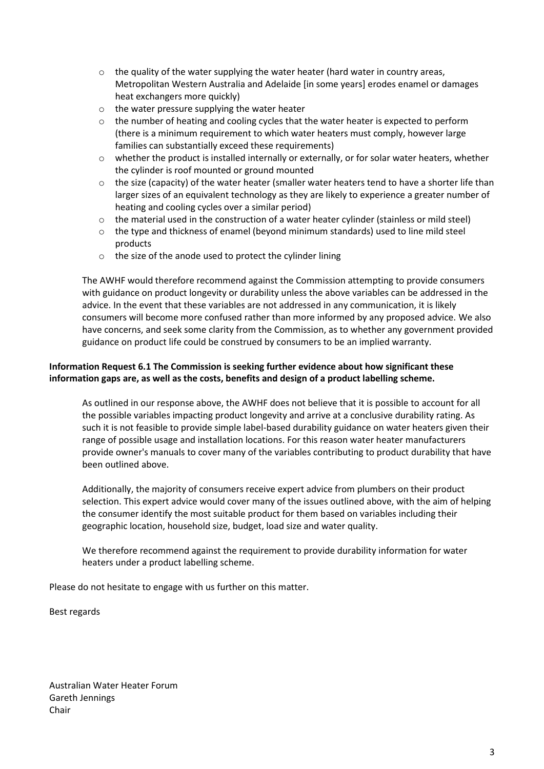- the quality of the water supplying the water heater (hard water in country areas, Metropolitan Western Australia and Adelaide [in some years] erodes enamel or damages heat exchangers more quickly)
- the water pressure supplying the water heater
- the number of heating and cooling cycles that the water heater is expected to perform (there is a minimum requirement to which water heaters must comply, however large families can substantially exceed these requirements)
- whether the product is installed internally or externally, or for solar water heaters, whether the cylinder is roof mounted or ground mounted
- the size (capacity) of the water heater (smaller water heaters tend to have a shorter life than larger sizes of an equivalent technology as they are likely to experience a greater number of heating and cooling cycles over a similar period)
- the material used in the construction of a water heater cylinder (stainless or mild steel)
- the type and thickness of enamel (beyond minimum standards) used to line mild steel products
- the size of the anode used to protect the cylinder lining

The AWHF would therefore recommend against the Commission attempting to provide consumers with guidance on product longevity or durability unless the above variables can be addressed in the advice. In the event that these variables are not addressed in any communication, it is likely consumers will become more confused rather than more informed by any proposed advice. We also have concerns, and seek some clarity from the Commission, as to whether any government provided guidance on product life could be construed by consumers to be an implied warranty.

**Information Request 6.1 The Commission is seeking further evidence about how significant these information gaps are, as well as the costs, benefits and design of a product labelling scheme.**

As outlined in our response above, the AWHF does not believe that it is possible to account for all the possible variables impacting product longevity and arrive at a conclusive durability rating. As such it is not feasible to provide simple label-based durability guidance on water heaters given their range of possible usage and installation locations. For this reason water heater manufacturers provide owner's manuals to cover many of the variables contributing to product durability that have been outlined above.

Additionally, the majority of consumers receive expert advice from plumbers on their product selection. This expert advice would cover many of the issues outlined above, with the aim of helping the consumer identify the most suitable product for them based on variables including their geographic location, household size, budget, load size and water quality.

We therefore recommend against the requirement to provide durability information for water heaters under a product labelling scheme.

Please do not hesitate to engage with us further on this matter.

Best regards

Australian Water Heater Forum
Gareth Jennings
Chair